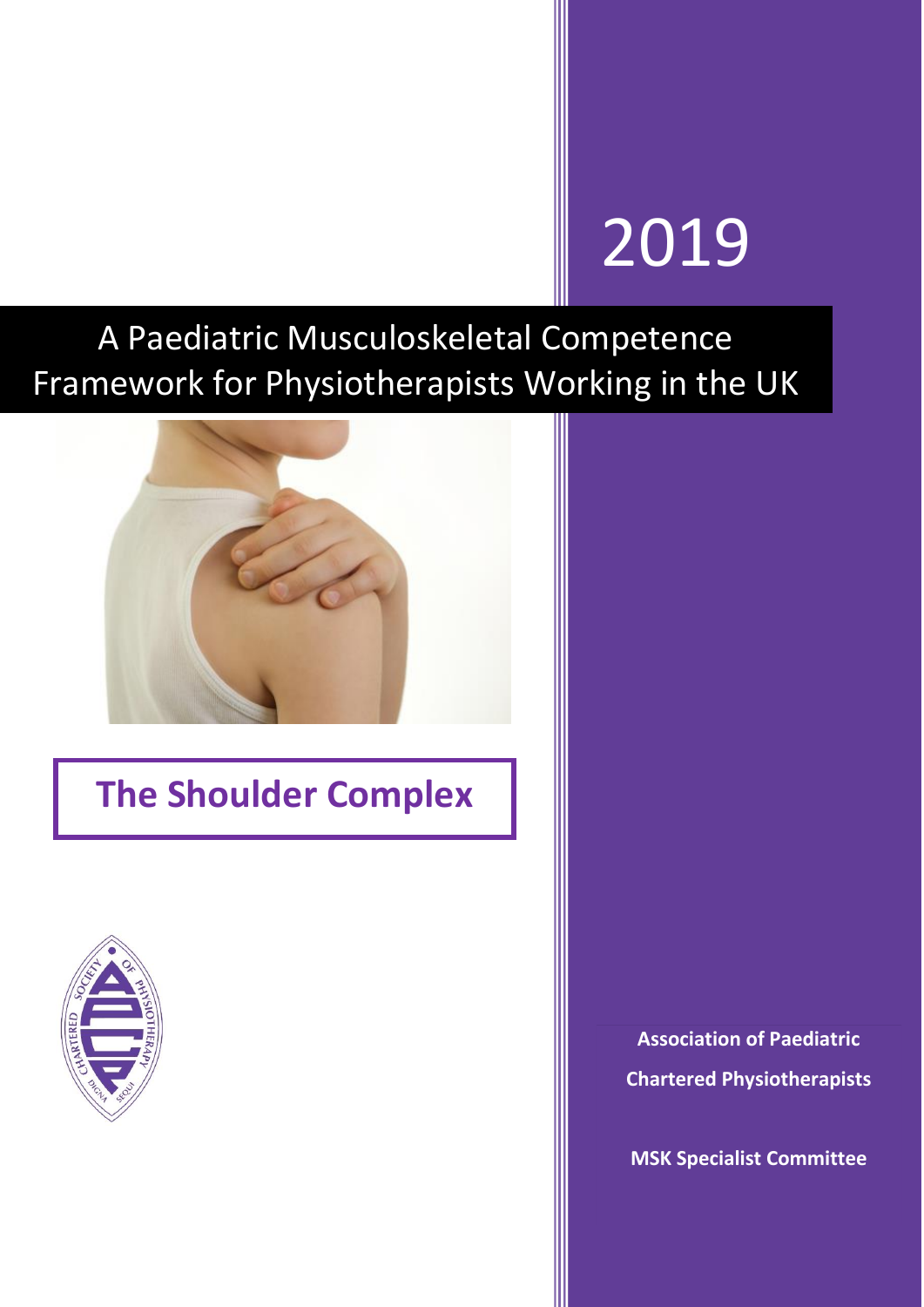2019

# A Paediatric Musculoskeletal Competence Framework for Physiotherapists Working in the UK

## The Shoulder Complex

**Association of Paediatric Chartered Physiotherapists**

**MSK Specialist Committee**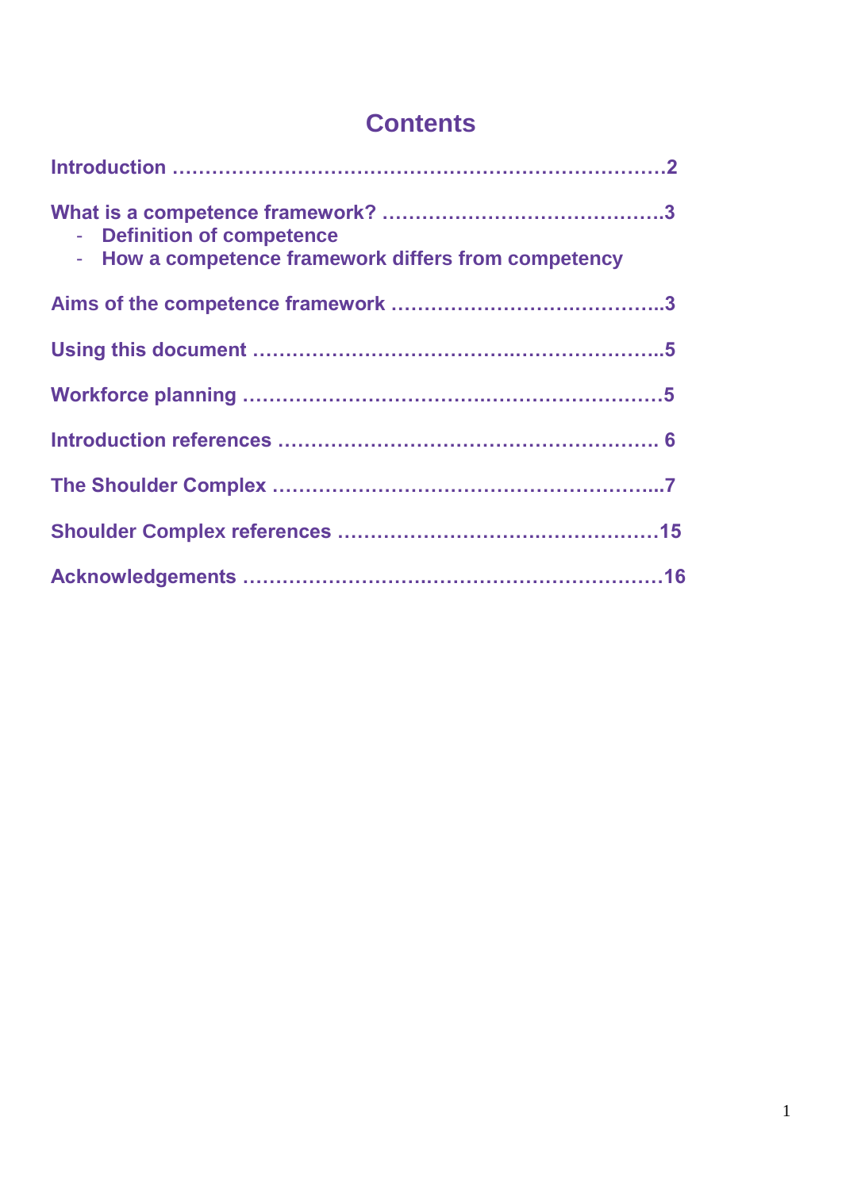# Contents

**Introduction ……………………………………………………………………2**

**What is a competence framework? …………………………………….3**
- **Definition of competence**
- **How a competence framework differs from competency**

**Aims of the competence framework ……………………..……………..3**

**Using this document …………………………………….…………………..5**

**Workforce planning …………………………….……………………………5**

**Introduction references …………………………………………………. 6**

**The Shoulder Complex …………………………………………………...7**

**Shoulder Complex references ……………………………….…………15**

**Acknowledgements ………………………….……………………………16**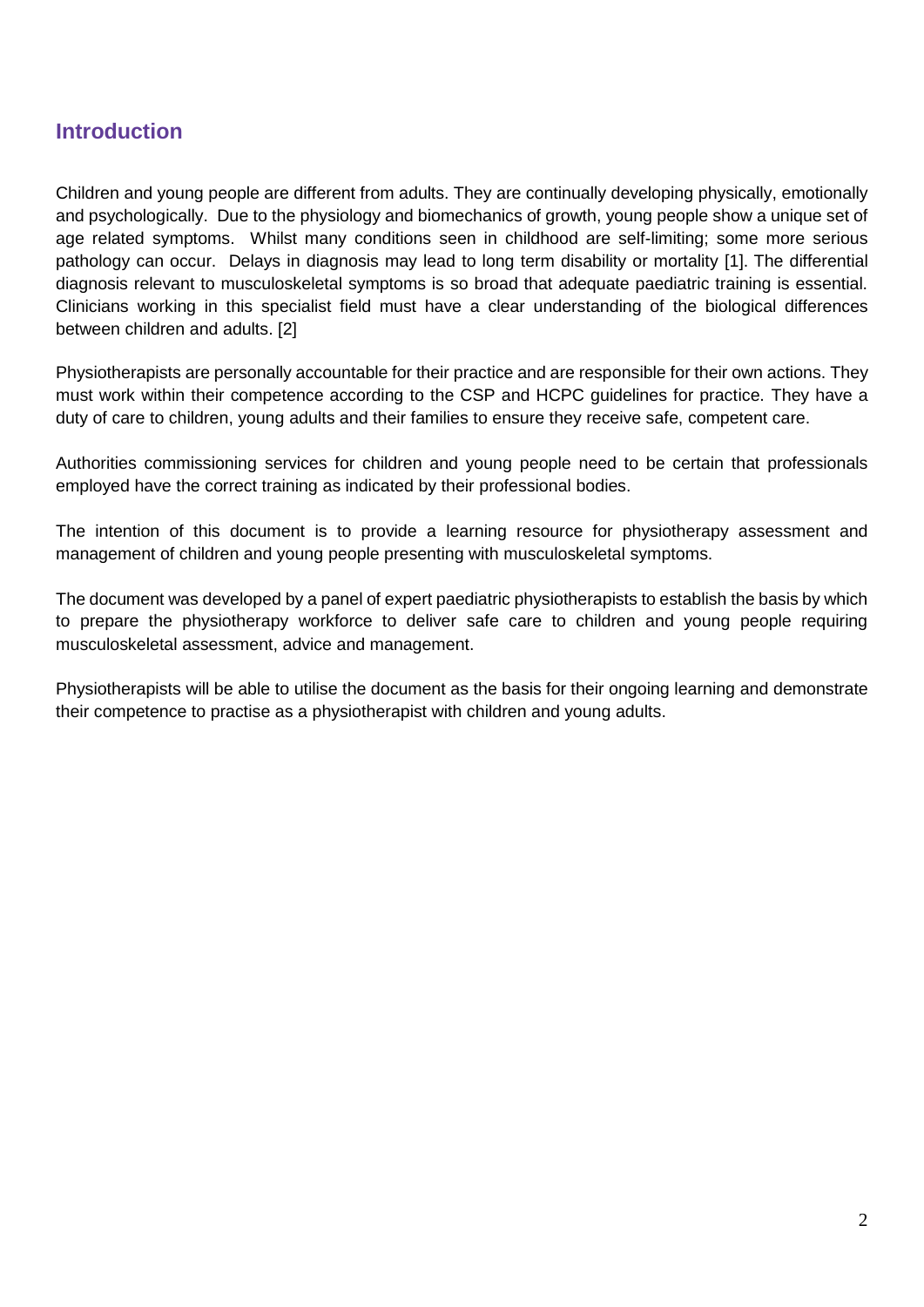## Introduction

Children and young people are different from adults. They are continually developing physically, emotionally and psychologically. Due to the physiology and biomechanics of growth, young people show a unique set of age related symptoms. Whilst many conditions seen in childhood are self-limiting; some more serious pathology can occur. Delays in diagnosis may lead to long term disability or mortality [1]. The differential diagnosis relevant to musculoskeletal symptoms is so broad that adequate paediatric training is essential. Clinicians working in this specialist field must have a clear understanding of the biological differences between children and adults. [2]

Physiotherapists are personally accountable for their practice and are responsible for their own actions. They must work within their competence according to the CSP and HCPC guidelines for practice. They have a duty of care to children, young adults and their families to ensure they receive safe, competent care.

Authorities commissioning services for children and young people need to be certain that professionals employed have the correct training as indicated by their professional bodies.

The intention of this document is to provide a learning resource for physiotherapy assessment and management of children and young people presenting with musculoskeletal symptoms.

The document was developed by a panel of expert paediatric physiotherapists to establish the basis by which to prepare the physiotherapy workforce to deliver safe care to children and young people requiring musculoskeletal assessment, advice and management.

Physiotherapists will be able to utilise the document as the basis for their ongoing learning and demonstrate their competence to practise as a physiotherapist with children and young adults.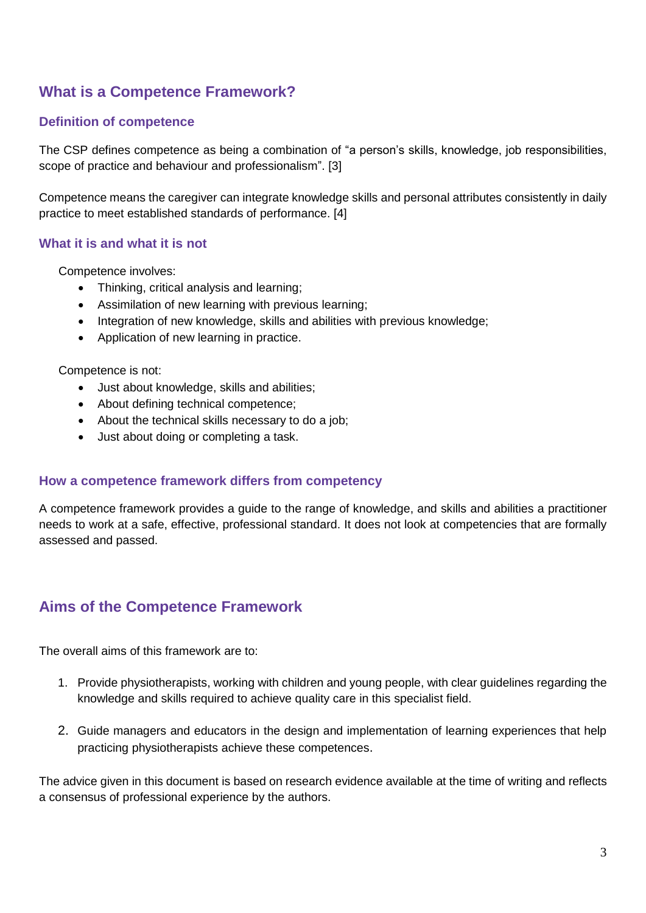## What is a Competence Framework?

### Definition of competence

The CSP defines competence as being a combination of “a person’s skills, knowledge, job responsibilities, scope of practice and behaviour and professionalism”. [3]

Competence means the caregiver can integrate knowledge skills and personal attributes consistently in daily practice to meet established standards of performance. [4]

### What it is and what it is not

Competence involves:

- Thinking, critical analysis and learning;
- Assimilation of new learning with previous learning;
- Integration of new knowledge, skills and abilities with previous knowledge;
- Application of new learning in practice.

Competence is not:

- Just about knowledge, skills and abilities;
- About defining technical competence;
- About the technical skills necessary to do a job;
- Just about doing or completing a task.

### How a competence framework differs from competency

A competence framework provides a guide to the range of knowledge, and skills and abilities a practitioner needs to work at a safe, effective, professional standard. It does not look at competencies that are formally assessed and passed.

## Aims of the Competence Framework

The overall aims of this framework are to:

1. Provide physiotherapists, working with children and young people, with clear guidelines regarding the knowledge and skills required to achieve quality care in this specialist field.

2. Guide managers and educators in the design and implementation of learning experiences that help practicing physiotherapists achieve these competences.

The advice given in this document is based on research evidence available at the time of writing and reflects a consensus of professional experience by the authors.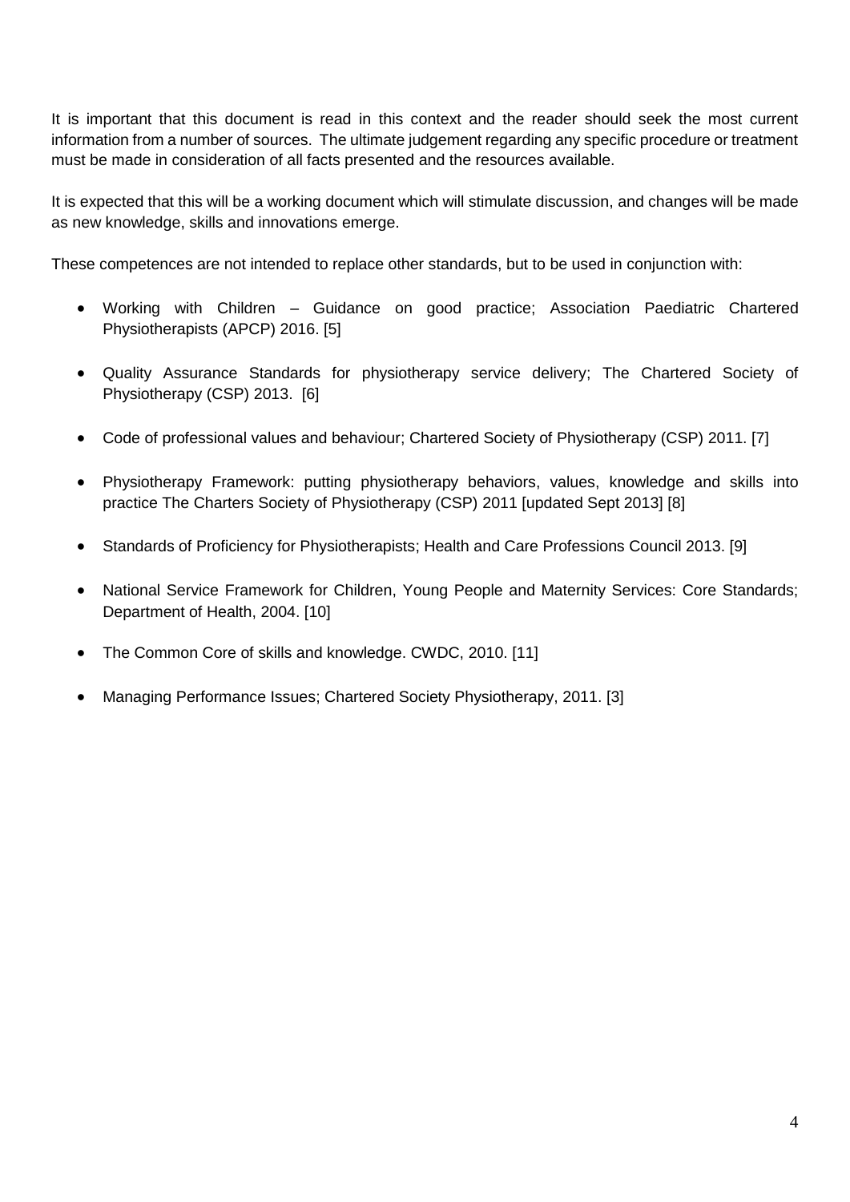It is important that this document is read in this context and the reader should seek the most current information from a number of sources. The ultimate judgement regarding any specific procedure or treatment must be made in consideration of all facts presented and the resources available.

It is expected that this will be a working document which will stimulate discussion, and changes will be made as new knowledge, skills and innovations emerge.

These competences are not intended to replace other standards, but to be used in conjunction with:

- Working with Children – Guidance on good practice; Association Paediatric Chartered Physiotherapists (APCP) 2016. [5]
- Quality Assurance Standards for physiotherapy service delivery; The Chartered Society of Physiotherapy (CSP) 2013. [6]
- Code of professional values and behaviour; Chartered Society of Physiotherapy (CSP) 2011. [7]
- Physiotherapy Framework: putting physiotherapy behaviors, values, knowledge and skills into practice The Charters Society of Physiotherapy (CSP) 2011 [updated Sept 2013] [8]
- Standards of Proficiency for Physiotherapists; Health and Care Professions Council 2013. [9]
- National Service Framework for Children, Young People and Maternity Services: Core Standards; Department of Health, 2004. [10]
- The Common Core of skills and knowledge. CWDC, 2010. [11]
- Managing Performance Issues; Chartered Society Physiotherapy, 2011. [3]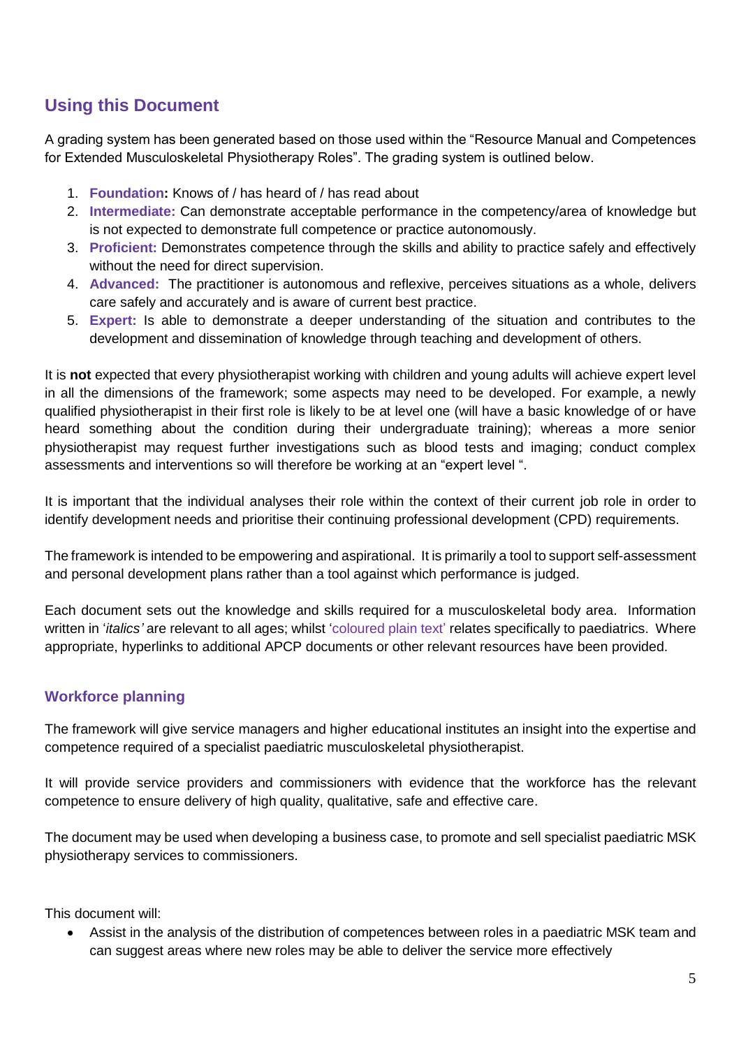## Using this Document

A grading system has been generated based on those used within the "Resource Manual and Competences for Extended Musculoskeletal Physiotherapy Roles". The grading system is outlined below.

1. **Foundation:** Knows of / has heard of / has read about
2. **Intermediate:** Can demonstrate acceptable performance in the competency/area of knowledge but is not expected to demonstrate full competence or practice autonomously.
3. **Proficient:** Demonstrates competence through the skills and ability to practice safely and effectively without the need for direct supervision.
4. **Advanced:** The practitioner is autonomous and reflexive, perceives situations as a whole, delivers care safely and accurately and is aware of current best practice.
5. **Expert:** Is able to demonstrate a deeper understanding of the situation and contributes to the development and dissemination of knowledge through teaching and development of others.

It is **not** expected that every physiotherapist working with children and young adults will achieve expert level in all the dimensions of the framework; some aspects may need to be developed. For example, a newly qualified physiotherapist in their first role is likely to be at level one (will have a basic knowledge of or have heard something about the condition during their undergraduate training); whereas a more senior physiotherapist may request further investigations such as blood tests and imaging; conduct complex assessments and interventions so will therefore be working at an "expert level ".

It is important that the individual analyses their role within the context of their current job role in order to identify development needs and prioritise their continuing professional development (CPD) requirements.

The framework is intended to be empowering and aspirational. It is primarily a tool to support self-assessment and personal development plans rather than a tool against which performance is judged.

Each document sets out the knowledge and skills required for a musculoskeletal body area. Information written in '*italics'* are relevant to all ages; whilst 'coloured plain text' relates specifically to paediatrics. Where appropriate, hyperlinks to additional APCP documents or other relevant resources have been provided.

### Workforce planning

The framework will give service managers and higher educational institutes an insight into the expertise and competence required of a specialist paediatric musculoskeletal physiotherapist.

It will provide service providers and commissioners with evidence that the workforce has the relevant competence to ensure delivery of high quality, qualitative, safe and effective care.

The document may be used when developing a business case, to promote and sell specialist paediatric MSK physiotherapy services to commissioners.

This document will:

- Assist in the analysis of the distribution of competences between roles in a paediatric MSK team and can suggest areas where new roles may be able to deliver the service more effectively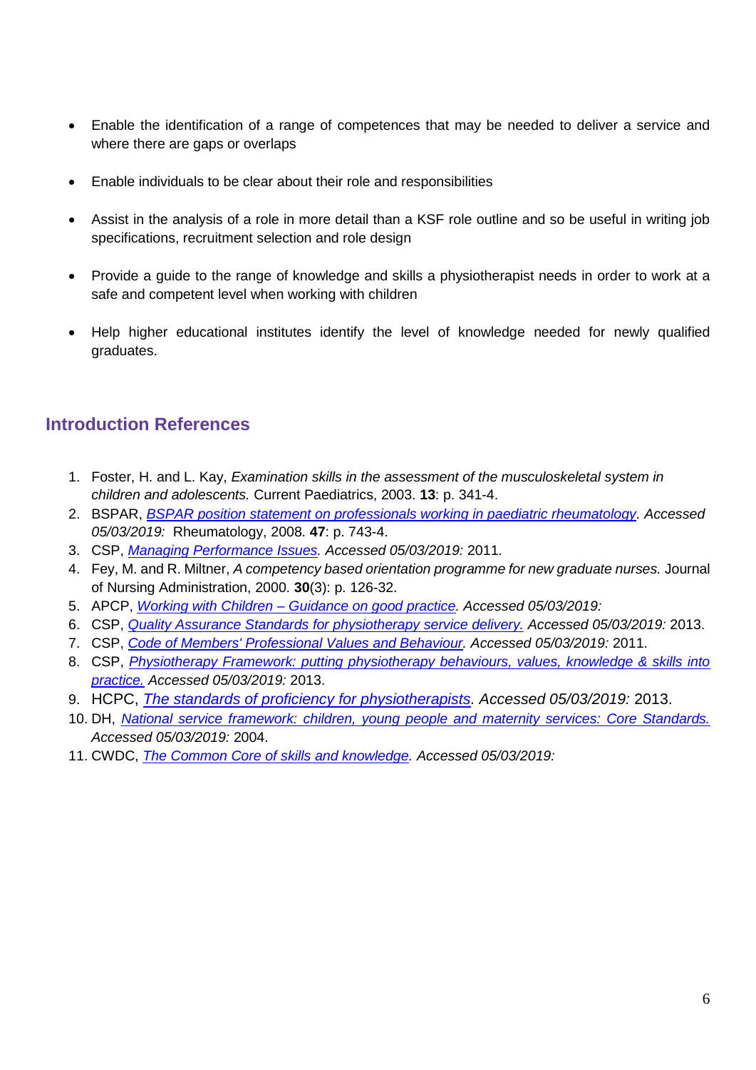- Enable the identification of a range of competences that may be needed to deliver a service and where there are gaps or overlaps
- Enable individuals to be clear about their role and responsibilities
- Assist in the analysis of a role in more detail than a KSF role outline and so be useful in writing job specifications, recruitment selection and role design
- Provide a guide to the range of knowledge and skills a physiotherapist needs in order to work at a safe and competent level when working with children
- Help higher educational institutes identify the level of knowledge needed for newly qualified graduates.

## Introduction References

1. Foster, H. and L. Kay, *Examination skills in the assessment of the musculoskeletal system in children and adolescents.* Current Paediatrics, 2003. **13**: p. 341-4.
2. BSPAR, *BSPAR position statement on professionals working in paediatric rheumatology. Accessed 05/03/2019:* Rheumatology, 2008. **47**: p. 743-4.
3. CSP, *Managing Performance Issues. Accessed 05/03/2019:* 2011.
4. Fey, M. and R. Miltner, *A competency based orientation programme for new graduate nurses.* Journal of Nursing Administration, 2000. **30**(3): p. 126-32.
5. APCP, *Working with Children – Guidance on good practice. Accessed 05/03/2019:*
6. CSP, *Quality Assurance Standards for physiotherapy service delivery. Accessed 05/03/2019:* 2013.
7. CSP, *Code of Members' Professional Values and Behaviour. Accessed 05/03/2019:* 2011.
8. CSP, *Physiotherapy Framework: putting physiotherapy behaviours, values, knowledge & skills into practice. Accessed 05/03/2019:* 2013.
9. HCPC, *The standards of proficiency for physiotherapists. Accessed 05/03/2019:* 2013.
10. DH, *National service framework: children, young people and maternity services: Core Standards. Accessed 05/03/2019:* 2004.
11. CWDC, *The Common Core of skills and knowledge. Accessed 05/03/2019:*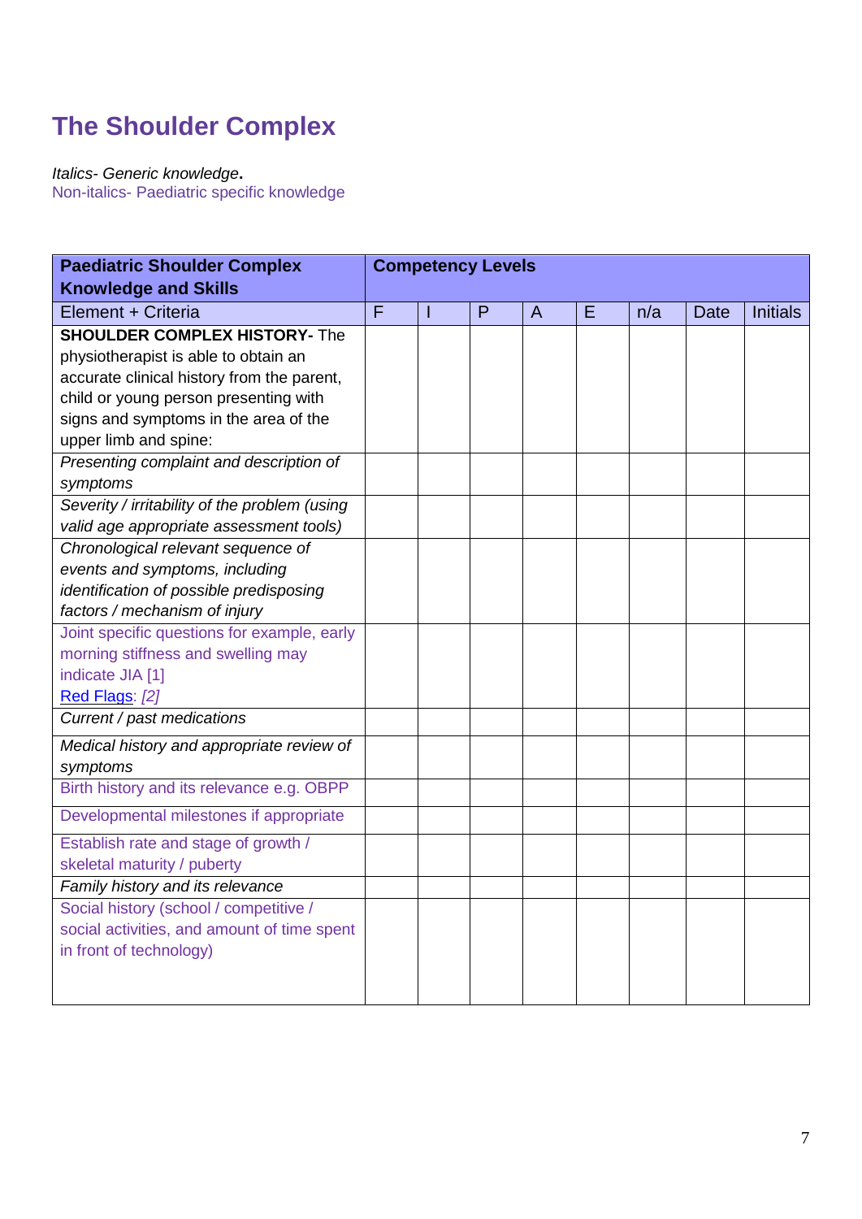# The Shoulder Complex

*Italics- Generic knowledge*.
Non-italics- Paediatric specific knowledge

| **Paediatric Shoulder Complex Knowledge and Skills** | **Competency Levels** | | | | | | | |
|---|---|---|---|---|---|---|---|---|
| Element + Criteria | F | I | P | A | E | n/a | Date | Initials |
| **SHOULDER COMPLEX HISTORY-** The physiotherapist is able to obtain an accurate clinical history from the parent, child or young person presenting with signs and symptoms in the area of the upper limb and spine: | | | | | | | | |
| *Presenting complaint and description of symptoms* | | | | | | | | |
| *Severity / irritability of the problem (using valid age appropriate assessment tools)* | | | | | | | | |
| *Chronological relevant sequence of events and symptoms, including identification of possible predisposing factors / mechanism of injury* | | | | | | | | |
| Joint specific questions for example, early morning stiffness and swelling may indicate JIA [1] Red Flags: *[2]* | | | | | | | | |
| *Current / past medications* | | | | | | | | |
| *Medical history and appropriate review of symptoms* | | | | | | | | |
| Birth history and its relevance e.g. OBPP | | | | | | | | |
| Developmental milestones if appropriate | | | | | | | | |
| Establish rate and stage of growth / skeletal maturity / puberty | | | | | | | | |
| *Family history and its relevance* | | | | | | | | |
| Social history (school / competitive / social activities, and amount of time spent in front of technology) | | | | | | | | |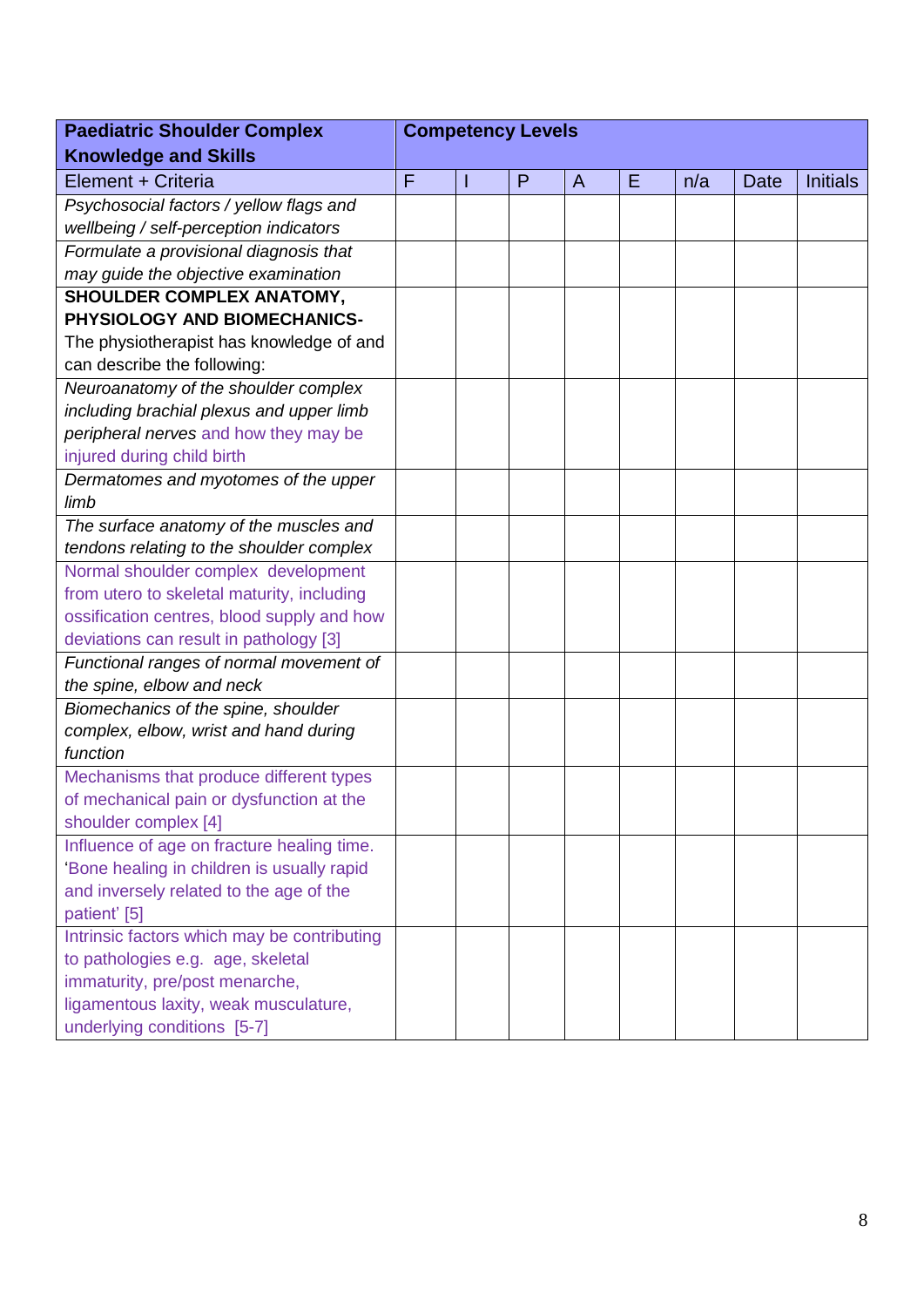| **Paediatric Shoulder Complex Knowledge and Skills** | **Competency Levels** | | | | | | | |
|---|---|---|---|---|---|---|---|---|
| Element + Criteria | F | I | P | A | E | n/a | Date | Initials |
| *Psychosocial factors / yellow flags and wellbeing / self-perception indicators* | | | | | | | | |
| *Formulate a provisional diagnosis that may guide the objective examination* | | | | | | | | |
| **SHOULDER COMPLEX ANATOMY, PHYSIOLOGY AND BIOMECHANICS-** The physiotherapist has knowledge of and can describe the following: | | | | | | | | |
| *Neuroanatomy of the shoulder complex including brachial plexus and upper limb peripheral nerves* and how they may be injured during child birth | | | | | | | | |
| *Dermatomes and myotomes of the upper limb* | | | | | | | | |
| *The surface anatomy of the muscles and tendons relating to the shoulder complex* | | | | | | | | |
| Normal shoulder complex development from utero to skeletal maturity, including ossification centres, blood supply and how deviations can result in pathology [3] | | | | | | | | |
| *Functional ranges of normal movement of the spine, elbow and neck* | | | | | | | | |
| *Biomechanics of the spine, shoulder complex, elbow, wrist and hand during function* | | | | | | | | |
| Mechanisms that produce different types of mechanical pain or dysfunction at the shoulder complex [4] | | | | | | | | |
| Influence of age on fracture healing time. 'Bone healing in children is usually rapid and inversely related to the age of the patient' [5] | | | | | | | | |
| Intrinsic factors which may be contributing to pathologies e.g. age, skeletal immaturity, pre/post menarche, ligamentous laxity, weak musculature, underlying conditions [5-7] | | | | | | | | |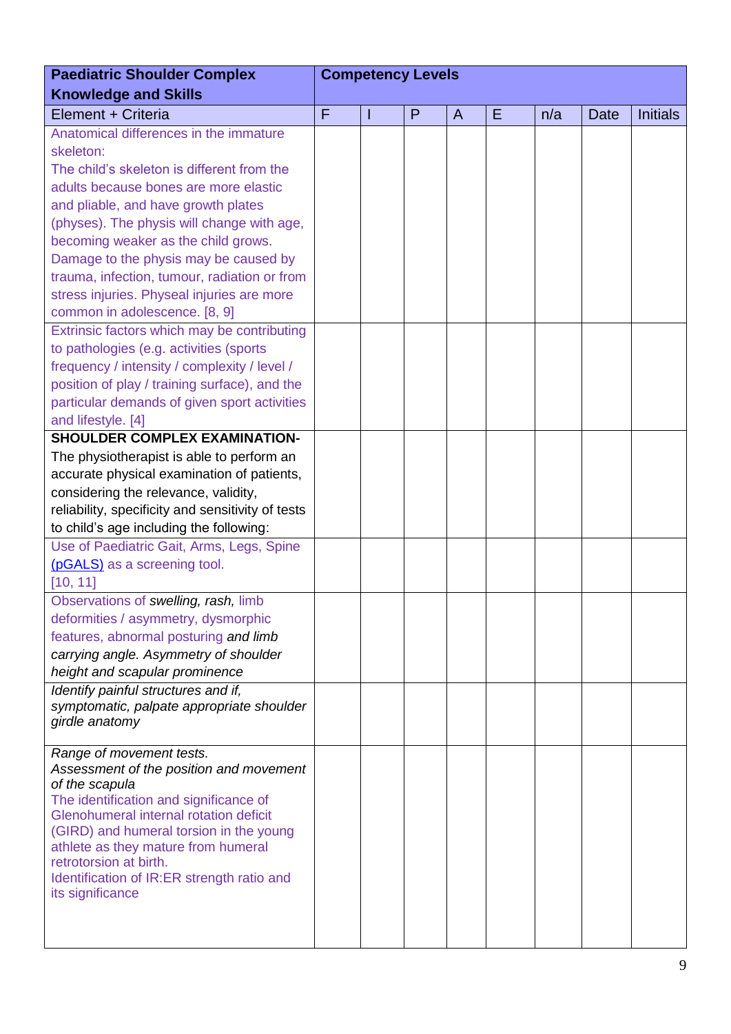| **Paediatric Shoulder Complex Knowledge and Skills** | **Competency Levels** | | | | | | | |
|---|---|---|---|---|---|---|---|---|
| Element + Criteria | F | I | P | A | E | n/a | Date | Initials |
| Anatomical differences in the immature skeleton: The child's skeleton is different from the adults because bones are more elastic and pliable, and have growth plates (physes). The physis will change with age, becoming weaker as the child grows. Damage to the physis may be caused by trauma, infection, tumour, radiation or from stress injuries. Physeal injuries are more common in adolescence. [8, 9] | | | | | | | | |
| Extrinsic factors which may be contributing to pathologies (e.g. activities (sports frequency / intensity / complexity / level / position of play / training surface), and the particular demands of given sport activities and lifestyle. [4] | | | | | | | | |
| **SHOULDER COMPLEX EXAMINATION-** The physiotherapist is able to perform an accurate physical examination of patients, considering the relevance, validity, reliability, specificity and sensitivity of tests to child's age including the following: | | | | | | | | |
| Use of Paediatric Gait, Arms, Legs, Spine (pGALS) as a screening tool. [10, 11] | | | | | | | | |
| Observations of *swelling, rash,* limb deformities / asymmetry, dysmorphic features, abnormal posturing *and limb carrying angle. Asymmetry of shoulder height and scapular prominence* | | | | | | | | |
| *Identify painful structures and if, symptomatic, palpate appropriate shoulder girdle anatomy* | | | | | | | | |
| *Range of movement tests.* *Assessment of the position and movement of the scapula* The identification and significance of Glenohumeral internal rotation deficit (GIRD) and humeral torsion in the young athlete as they mature from humeral retrotorsion at birth. Identification of IR:ER strength ratio and its significance | | | | | | | | |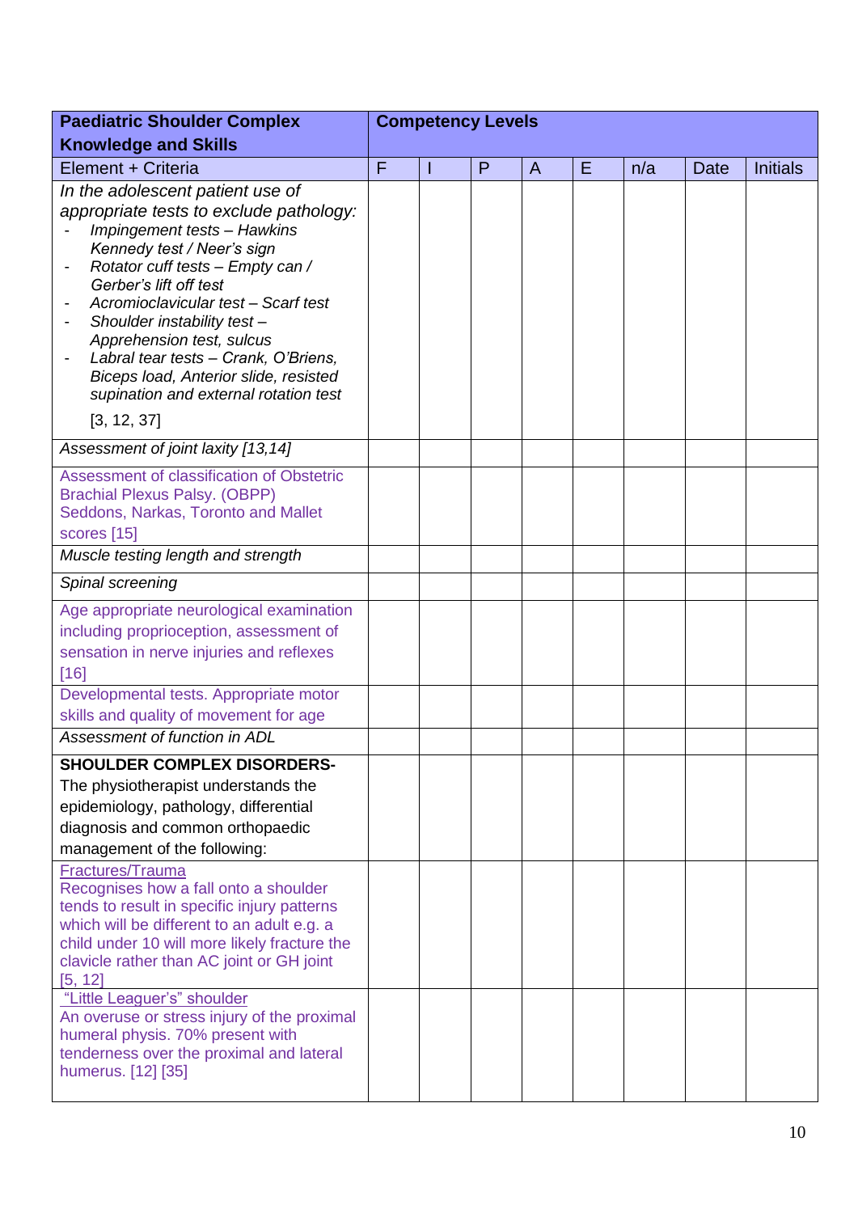| **Paediatric Shoulder Complex Knowledge and Skills** | **Competency Levels** | | | | | | | |
|---|---|---|---|---|---|---|---|---|
| Element + Criteria | F | I | P | A | E | n/a | Date | Initials |
| *In the adolescent patient use of appropriate tests to exclude pathology:*<br>- *Impingement tests – Hawkins Kennedy test / Neer's sign*<br>- *Rotator cuff tests – Empty can / Gerber's lift off test*<br>- *Acromioclavicular test – Scarf test*<br>- *Shoulder instability test – Apprehension test, sulcus*<br>- *Labral tear tests – Crank, O'Briens, Biceps load, Anterior slide, resisted supination and external rotation test*<br>[3, 12, 37] | | | | | | | | |
| *Assessment of joint laxity [13,14]* | | | | | | | | |
| Assessment of classification of Obstetric Brachial Plexus Palsy. (OBPP) Seddons, Narkas, Toronto and Mallet scores [15] | | | | | | | | |
| *Muscle testing length and strength* | | | | | | | | |
| *Spinal screening* | | | | | | | | |
| Age appropriate neurological examination including proprioception, assessment of sensation in nerve injuries and reflexes [16] | | | | | | | | |
| Developmental tests. Appropriate motor skills and quality of movement for age | | | | | | | | |
| *Assessment of function in ADL* | | | | | | | | |
| **SHOULDER COMPLEX DISORDERS-** The physiotherapist understands the epidemiology, pathology, differential diagnosis and common orthopaedic management of the following: | | | | | | | | |
| Fractures/Trauma<br>Recognises how a fall onto a shoulder tends to result in specific injury patterns which will be different to an adult e.g. a child under 10 will more likely fracture the clavicle rather than AC joint or GH joint [5, 12] | | | | | | | | |
| "Little Leaguer's" shoulder<br>An overuse or stress injury of the proximal humeral physis. 70% present with tenderness over the proximal and lateral humerus. [12] [35] | | | | | | | | |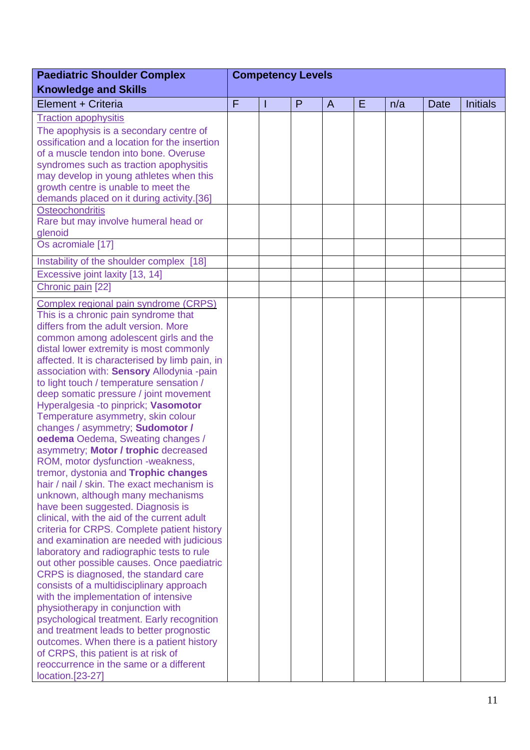| **Paediatric Shoulder Complex Knowledge and Skills** | **Competency Levels** | | | | | | | |
|---|---|---|---|---|---|---|---|---|
| Element + Criteria | F | I | P | A | E | n/a | Date | Initials |
| Traction apophysitis<br>The apophysis is a secondary centre of ossification and a location for the insertion of a muscle tendon into bone. Overuse syndromes such as traction apophysitis may develop in young athletes when this growth centre is unable to meet the demands placed on it during activity.[36] | | | | | | | | |
| Osteochondritis<br>Rare but may involve humeral head or glenoid | | | | | | | | |
| Os acromiale [17] | | | | | | | | |
| Instability of the shoulder complex [18] | | | | | | | | |
| Excessive joint laxity [13, 14] | | | | | | | | |
| Chronic pain [22] | | | | | | | | |
| Complex regional pain syndrome (CRPS)<br>This is a chronic pain syndrome that differs from the adult version. More common among adolescent girls and the distal lower extremity is most commonly affected. It is characterised by limb pain, in association with: **Sensory** Allodynia -pain to light touch / temperature sensation / deep somatic pressure / joint movement Hyperalgesia -to pinprick; **Vasomotor** Temperature asymmetry, skin colour changes / asymmetry; **Sudomotor / oedema** Oedema, Sweating changes / asymmetry; **Motor / trophic** decreased ROM, motor dysfunction -weakness, tremor, dystonia and **Trophic changes** hair / nail / skin. The exact mechanism is unknown, although many mechanisms have been suggested. Diagnosis is clinical, with the aid of the current adult criteria for CRPS. Complete patient history and examination are needed with judicious laboratory and radiographic tests to rule out other possible causes. Once paediatric CRPS is diagnosed, the standard care consists of a multidisciplinary approach with the implementation of intensive physiotherapy in conjunction with psychological treatment. Early recognition and treatment leads to better prognostic outcomes. When there is a patient history of CRPS, this patient is at risk of reoccurrence in the same or a different location.[23-27] | | | | | | | | |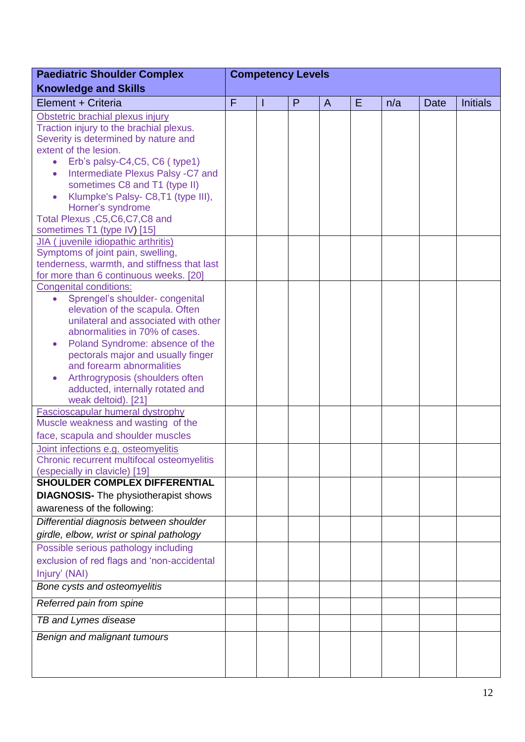| Paediatric Shoulder Complex Knowledge and Skills | Competency Levels | | | | | | |
|---|---|---|---|---|---|---|---|
| Element + Criteria | F | I | P | A | E | n/a | Date | Initials |
| <u>Obstetric brachial plexus injury</u><br>Traction injury to the brachial plexus. Severity is determined by nature and extent of the lesion.<br>• Erb's palsy-C4,C5, C6 ( type1)<br>• Intermediate Plexus Palsy -C7 and sometimes C8 and T1 (type II)<br>• Klumpke's Palsy- C8,T1 (type III), Horner's syndrome<br>Total Plexus ,C5,C6,C7,C8 and sometimes T1 (type IV) [15] | | | | | | | | |
| <u>JIA ( juvenile idiopathic arthritis)</u><br>Symptoms of joint pain, swelling, tenderness, warmth, and stiffness that last for more than 6 continuous weeks. [20] | | | | | | | | |
| <u>Congenital conditions:</u><br>• Sprengel's shoulder- congenital elevation of the scapula. Often unilateral and associated with other abnormalities in 70% of cases.<br>• Poland Syndrome: absence of the pectorals major and usually finger and forearm abnormalities<br>• Arthrogryposis (shoulders often adducted, internally rotated and weak deltoid). [21] | | | | | | | | |
| <u>Fascioscapular humeral dystrophy</u><br>Muscle weakness and wasting of the face, scapula and shoulder muscles | | | | | | | | |
| <u>Joint infections e.g. osteomyelitis</u><br>Chronic recurrent multifocal osteomyelitis (especially in clavicle) [19] | | | | | | | | |
| **SHOULDER COMPLEX DIFFERENTIAL DIAGNOSIS-** The physiotherapist shows awareness of the following: | | | | | | | | |
| *Differential diagnosis between shoulder girdle, elbow, wrist or spinal pathology* | | | | | | | | |
| Possible serious pathology including exclusion of red flags and 'non-accidental Injury' (NAI) | | | | | | | | |
| *Bone cysts and osteomyelitis* | | | | | | | | |
| *Referred pain from spine* | | | | | | | | |
| *TB and Lymes disease* | | | | | | | | |
| *Benign and malignant tumours* | | | | | | | | |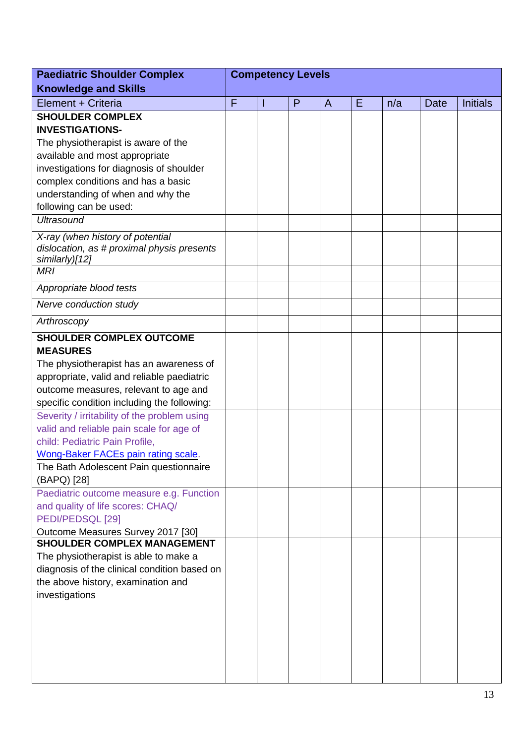| **Paediatric Shoulder Complex Knowledge and Skills** | **Competency Levels** | | | | | | | |
|---|---|---|---|---|---|---|---|---|
| Element + Criteria | F | I | P | A | E | n/a | Date | Initials |
| **SHOULDER COMPLEX INVESTIGATIONS-** The physiotherapist is aware of the available and most appropriate investigations for diagnosis of shoulder complex conditions and has a basic understanding of when and why the following can be used: | | | | | | | | |
| *Ultrasound* | | | | | | | | |
| *X-ray (when history of potential dislocation, as # proximal physis presents similarly)[12]* | | | | | | | | |
| *MRI* | | | | | | | | |
| *Appropriate blood tests* | | | | | | | | |
| *Nerve conduction study* | | | | | | | | |
| *Arthroscopy* | | | | | | | | |
| **SHOULDER COMPLEX OUTCOME MEASURES** The physiotherapist has an awareness of appropriate, valid and reliable paediatric outcome measures, relevant to age and specific condition including the following: | | | | | | | | |
| Severity / irritability of the problem using valid and reliable pain scale for age of child: Pediatric Pain Profile, Wong-Baker FACEs pain rating scale. The Bath Adolescent Pain questionnaire (BAPQ) [28] | | | | | | | | |
| Paediatric outcome measure e.g. Function and quality of life scores: CHAQ/ PEDI/PEDSQL [29] Outcome Measures Survey 2017 [30] | | | | | | | | |
| **SHOULDER COMPLEX MANAGEMENT** The physiotherapist is able to make a diagnosis of the clinical condition based on the above history, examination and investigations | | | | | | | | |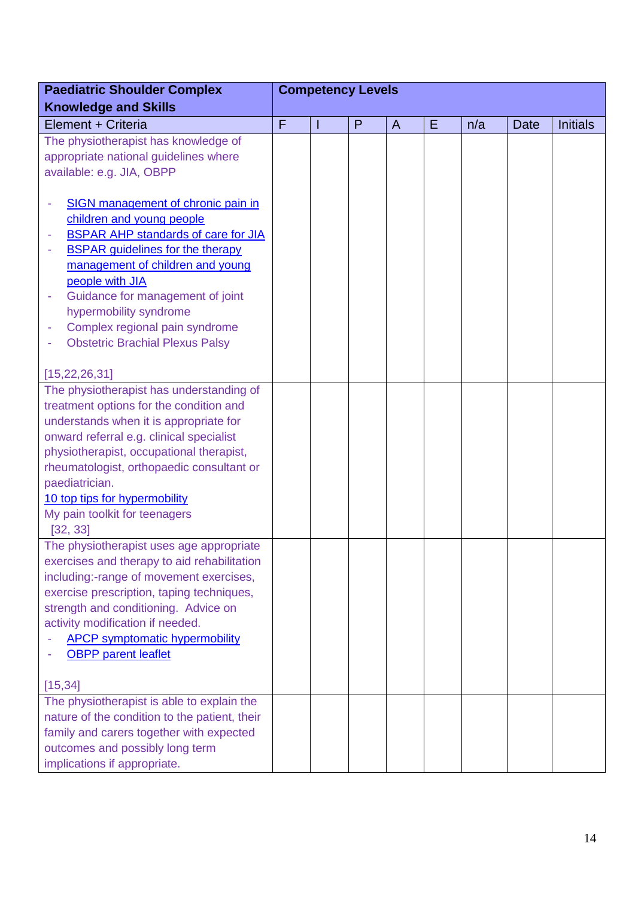| Paediatric Shoulder Complex Knowledge and Skills | Competency Levels | | | | | | | |
|---|---|---|---|---|---|---|---|---|
| Element + Criteria | F | I | P | A | E | n/a | Date | Initials |
| The physiotherapist has knowledge of appropriate national guidelines where available: e.g. JIA, OBPP<br><br>- SIGN management of chronic pain in children and young people<br>- BSPAR AHP standards of care for JIA<br>- BSPAR guidelines for the therapy management of children and young people with JIA<br>- Guidance for management of joint hypermobility syndrome<br>- Complex regional pain syndrome<br>- Obstetric Brachial Plexus Palsy<br><br>[15,22,26,31] | | | | | | | | |
| The physiotherapist has understanding of treatment options for the condition and understands when it is appropriate for onward referral e.g. clinical specialist physiotherapist, occupational therapist, rheumatologist, orthopaedic consultant or paediatrician.<br>10 top tips for hypermobility<br>My pain toolkit for teenagers<br>[32, 33] | | | | | | | | |
| The physiotherapist uses age appropriate exercises and therapy to aid rehabilitation including:-range of movement exercises, exercise prescription, taping techniques, strength and conditioning. Advice on activity modification if needed.<br>- APCP symptomatic hypermobility<br>- OBPP parent leaflet<br><br>[15,34] | | | | | | | | |
| The physiotherapist is able to explain the nature of the condition to the patient, their family and carers together with expected outcomes and possibly long term implications if appropriate. | | | | | | | | |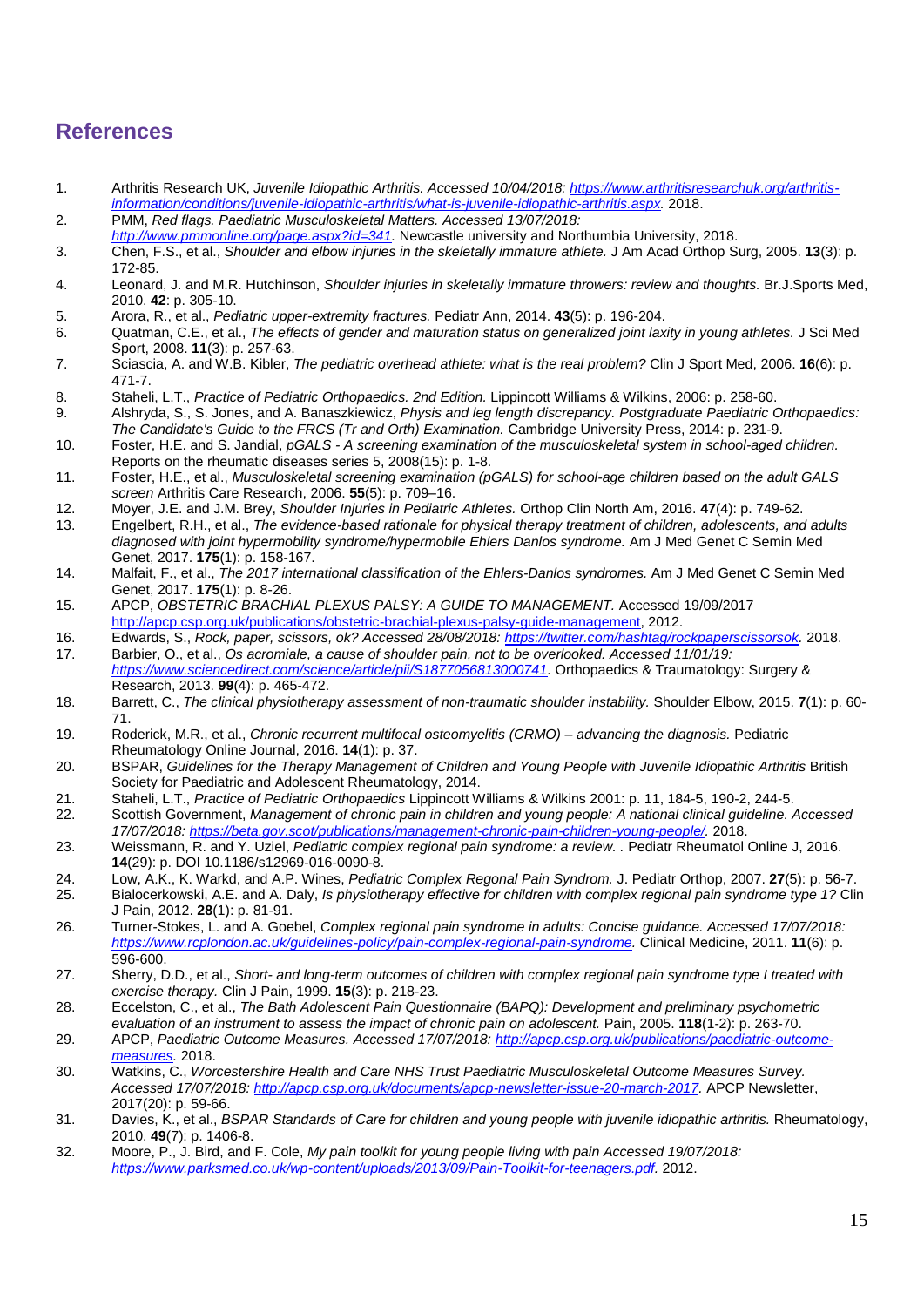## References

1. Arthritis Research UK, *Juvenile Idiopathic Arthritis. Accessed 10/04/2018: https://www.arthritisresearchuk.org/arthritis-information/conditions/juvenile-idiopathic-arthritis/what-is-juvenile-idiopathic-arthritis.aspx.* 2018.
2. PMM, *Red flags. Paediatric Musculoskeletal Matters. Accessed 13/07/2018: http://www.pmmonline.org/page.aspx?id=341.* Newcastle university and Northumbia University, 2018.
3. Chen, F.S., et al., *Shoulder and elbow injuries in the skeletally immature athlete.* J Am Acad Orthop Surg, 2005. **13**(3): p. 172-85.
4. Leonard, J. and M.R. Hutchinson, *Shoulder injuries in skeletally immature throwers: review and thoughts.* Br.J.Sports Med, 2010. **42**: p. 305-10.
5. Arora, R., et al., *Pediatric upper-extremity fractures.* Pediatr Ann, 2014. **43**(5): p. 196-204.
6. Quatman, C.E., et al., *The effects of gender and maturation status on generalized joint laxity in young athletes.* J Sci Med Sport, 2008. **11**(3): p. 257-63.
7. Sciascia, A. and W.B. Kibler, *The pediatric overhead athlete: what is the real problem?* Clin J Sport Med, 2006. **16**(6): p. 471-7.
8. Staheli, L.T., *Practice of Pediatric Orthopaedics. 2nd Edition.* Lippincott Williams & Wilkins, 2006: p. 258-60.
9. Alshryda, S., S. Jones, and A. Banaszkiewicz, *Physis and leg length discrepancy. Postgraduate Paediatric Orthopaedics: The Candidate's Guide to the FRCS (Tr and Orth) Examination.* Cambridge University Press, 2014: p. 231-9.
10. Foster, H.E. and S. Jandial, *pGALS - A screening examination of the musculoskeletal system in school-aged children.* Reports on the rheumatic diseases series 5, 2008(15): p. 1-8.
11. Foster, H.E., et al., *Musculoskeletal screening examination (pGALS) for school-age children based on the adult GALS screen* Arthritis Care Research, 2006. **55**(5): p. 709–16.
12. Moyer, J.E. and J.M. Brey, *Shoulder Injuries in Pediatric Athletes.* Orthop Clin North Am, 2016. **47**(4): p. 749-62.
13. Engelbert, R.H., et al., *The evidence-based rationale for physical therapy treatment of children, adolescents, and adults diagnosed with joint hypermobility syndrome/hypermobile Ehlers Danlos syndrome.* Am J Med Genet C Semin Med Genet, 2017. **175**(1): p. 158-167.
14. Malfait, F., et al., *The 2017 international classification of the Ehlers-Danlos syndromes.* Am J Med Genet C Semin Med Genet, 2017. **175**(1): p. 8-26.
15. APCP, *OBSTETRIC BRACHIAL PLEXUS PALSY: A GUIDE TO MANAGEMENT.* Accessed 19/09/2017 http://apcp.csp.org.uk/publications/obstetric-brachial-plexus-palsy-guide-management, 2012.
16. Edwards, S., *Rock, paper, scissors, ok? Accessed 28/08/2018: https://twitter.com/hashtag/rockpaperscissorsok.* 2018.
17. Barbier, O., et al., *Os acromiale, a cause of shoulder pain, not to be overlooked. Accessed 11/01/19: https://www.sciencedirect.com/science/article/pii/S1877056813000741.* Orthopaedics & Traumatology: Surgery & Research, 2013. **99**(4): p. 465-472.
18. Barrett, C., *The clinical physiotherapy assessment of non-traumatic shoulder instability.* Shoulder Elbow, 2015. **7**(1): p. 60-71.
19. Roderick, M.R., et al., *Chronic recurrent multifocal osteomyelitis (CRMO) – advancing the diagnosis.* Pediatric Rheumatology Online Journal, 2016. **14**(1): p. 37.
20. BSPAR, *Guidelines for the Therapy Management of Children and Young People with Juvenile Idiopathic Arthritis* British Society for Paediatric and Adolescent Rheumatology, 2014.
21. Staheli, L.T., *Practice of Pediatric Orthopaedics* Lippincott Williams & Wilkins 2001: p. 11, 184-5, 190-2, 244-5.
22. Scottish Government, *Management of chronic pain in children and young people: A national clinical guideline. Accessed 17/07/2018: https://beta.gov.scot/publications/management-chronic-pain-children-young-people/.* 2018.
23. Weissmann, R. and Y. Uziel, *Pediatric complex regional pain syndrome: a review. .* Pediatr Rheumatol Online J, 2016. **14**(29): p. DOI 10.1186/s12969-016-0090-8.
24. Low, A.K., K. Warkd, and A.P. Wines, *Pediatric Complex Regonal Pain Syndrom.* J. Pediatr Orthop, 2007. **27**(5): p. 56-7.
25. Bialocerkowski, A.E. and A. Daly, *Is physiotherapy effective for children with complex regional pain syndrome type 1?* Clin J Pain, 2012. **28**(1): p. 81-91.
26. Turner-Stokes, L. and A. Goebel, *Complex regional pain syndrome in adults: Concise guidance. Accessed 17/07/2018: https://www.rcplondon.ac.uk/guidelines-policy/pain-complex-regional-pain-syndrome.* Clinical Medicine, 2011. **11**(6): p. 596-600.
27. Sherry, D.D., et al., *Short- and long-term outcomes of children with complex regional pain syndrome type I treated with exercise therapy.* Clin J Pain, 1999. **15**(3): p. 218-23.
28. Eccelston, C., et al., *The Bath Adolescent Pain Questionnaire (BAPQ): Development and preliminary psychometric evaluation of an instrument to assess the impact of chronic pain on adolescent.* Pain, 2005. **118**(1-2): p. 263-70.
29. APCP, *Paediatric Outcome Measures. Accessed 17/07/2018: http://apcp.csp.org.uk/publications/paediatric-outcome-measures.* 2018.
30. Watkins, C., *Worcestershire Health and Care NHS Trust Paediatric Musculoskeletal Outcome Measures Survey. Accessed 17/07/2018: http://apcp.csp.org.uk/documents/apcp-newsletter-issue-20-march-2017.* APCP Newsletter, 2017(20): p. 59-66.
31. Davies, K., et al., *BSPAR Standards of Care for children and young people with juvenile idiopathic arthritis.* Rheumatology, 2010. **49**(7): p. 1406-8.
32. Moore, P., J. Bird, and F. Cole, *My pain toolkit for young people living with pain Accessed 19/07/2018: https://www.parksmed.co.uk/wp-content/uploads/2013/09/Pain-Toolkit-for-teenagers.pdf.* 2012.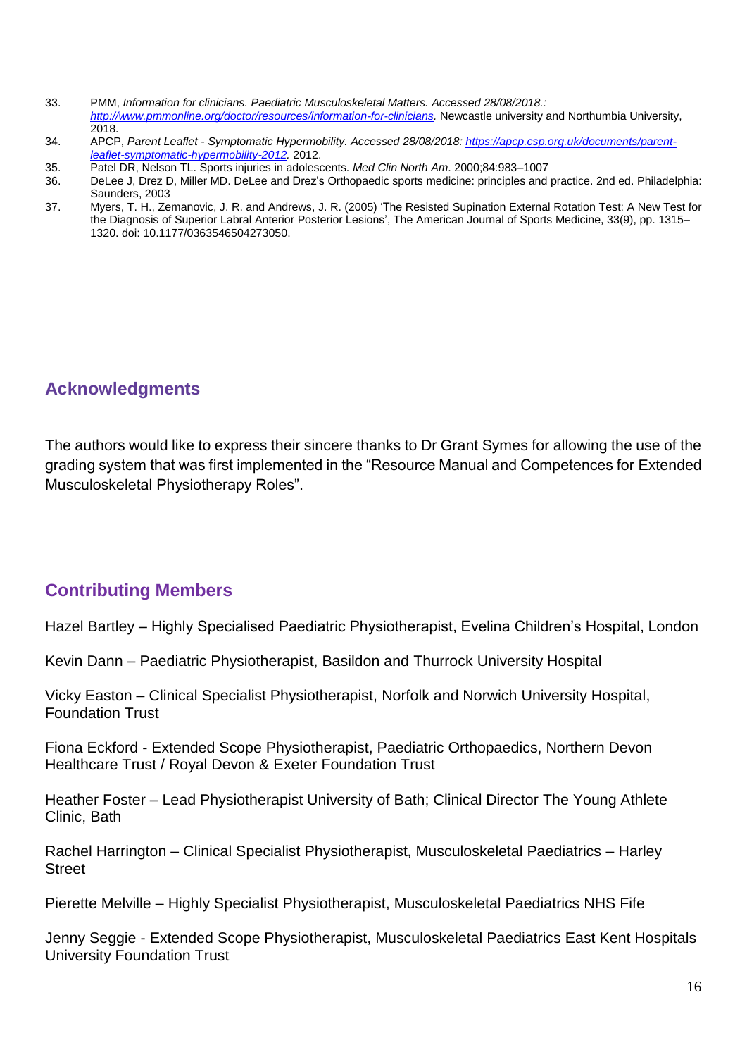33. PMM, *Information for clinicians. Paediatric Musculoskeletal Matters. Accessed 28/08/2018.: [http://www.pmmonline.org/doctor/resources/information-for-clinicians](http://www.pmmonline.org/doctor/resources/information-for-clinicians).* Newcastle university and Northumbia University, 2018.
34. APCP, *Parent Leaflet - Symptomatic Hypermobility. Accessed 28/08/2018: [https://apcp.csp.org.uk/documents/parent-leaflet-symptomatic-hypermobility-2012](https://apcp.csp.org.uk/documents/parent-leaflet-symptomatic-hypermobility-2012).* 2012.
35. Patel DR, Nelson TL. Sports injuries in adolescents. *Med Clin North Am*. 2000;84:983–1007
36. DeLee J, Drez D, Miller MD. DeLee and Drez's Orthopaedic sports medicine: principles and practice. 2nd ed. Philadelphia: Saunders, 2003
37. Myers, T. H., Zemanovic, J. R. and Andrews, J. R. (2005) 'The Resisted Supination External Rotation Test: A New Test for the Diagnosis of Superior Labral Anterior Posterior Lesions', The American Journal of Sports Medicine, 33(9), pp. 1315–1320. doi: 10.1177/0363546504273050.

## Acknowledgments

The authors would like to express their sincere thanks to Dr Grant Symes for allowing the use of the grading system that was first implemented in the "Resource Manual and Competences for Extended Musculoskeletal Physiotherapy Roles".

## Contributing Members

Hazel Bartley – Highly Specialised Paediatric Physiotherapist, Evelina Children's Hospital, London

Kevin Dann – Paediatric Physiotherapist, Basildon and Thurrock University Hospital

Vicky Easton – Clinical Specialist Physiotherapist, Norfolk and Norwich University Hospital, Foundation Trust

Fiona Eckford - Extended Scope Physiotherapist, Paediatric Orthopaedics, Northern Devon Healthcare Trust / Royal Devon & Exeter Foundation Trust

Heather Foster – Lead Physiotherapist University of Bath; Clinical Director The Young Athlete Clinic, Bath

Rachel Harrington – Clinical Specialist Physiotherapist, Musculoskeletal Paediatrics – Harley Street

Pierette Melville – Highly Specialist Physiotherapist, Musculoskeletal Paediatrics NHS Fife

Jenny Seggie - Extended Scope Physiotherapist, Musculoskeletal Paediatrics East Kent Hospitals University Foundation Trust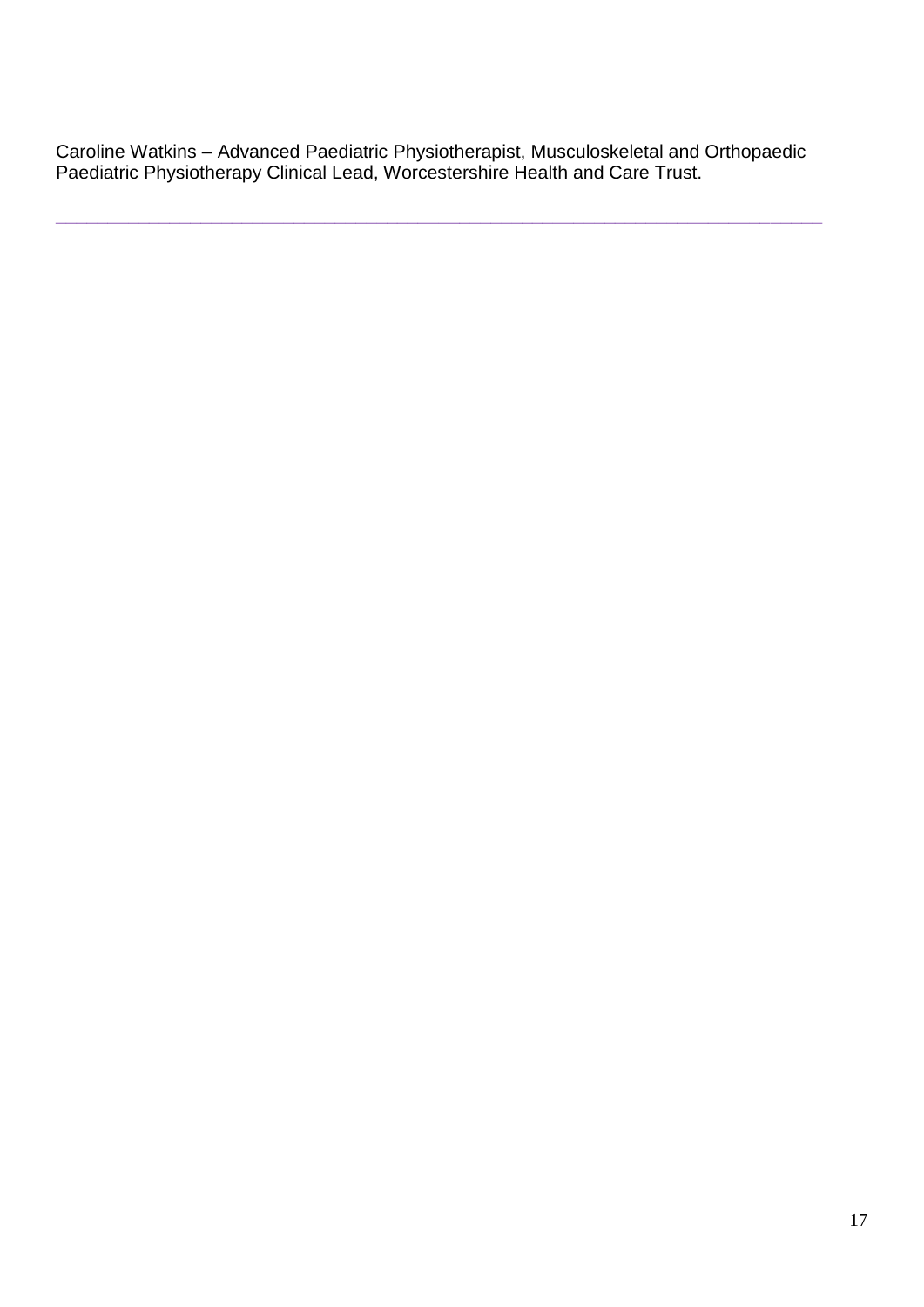Caroline Watkins – Advanced Paediatric Physiotherapist, Musculoskeletal and Orthopaedic Paediatric Physiotherapy Clinical Lead, Worcestershire Health and Care Trust.

---